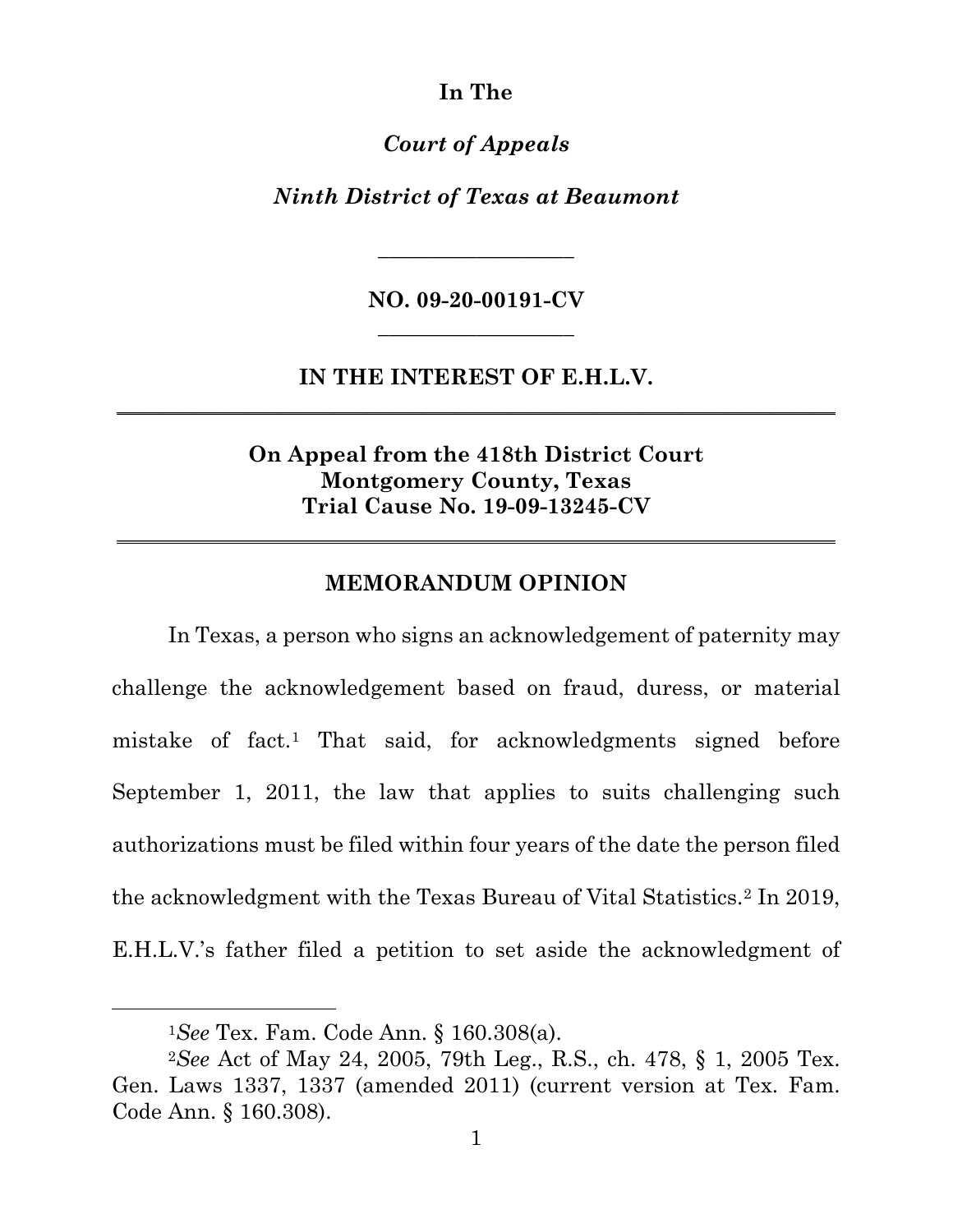**In The**

***Court of Appeals***

***Ninth District of Texas at Beaumont***

\_\_\_\_\_\_\_\_\_\_\_\_\_\_\_\_\_\_

**NO. 09-20-00191-CV**

\_\_\_\_\_\_\_\_\_\_\_\_\_\_\_\_\_\_

**IN THE INTEREST OF E.H.L.V.**

---

**On Appeal from the 418th District Court**
**Montgomery County, Texas**
**Trial Cause No. 19-09-13245-CV**

---

## MEMORANDUM OPINION

In Texas, a person who signs an acknowledgement of paternity may challenge the acknowledgement based on fraud, duress, or material mistake of fact.[1] That said, for acknowledgments signed before September 1, 2011, the law that applies to suits challenging such authorizations must be filed within four years of the date the person filed the acknowledgment with the Texas Bureau of Vital Statistics.[2] In 2019, E.H.L.V.'s father filed a petition to set aside the acknowledgment of

---

[1]*See* Tex. Fam. Code Ann. § 160.308(a).

[2]*See* Act of May 24, 2005, 79th Leg., R.S., ch. 478, § 1, 2005 Tex. Gen. Laws 1337, 1337 (amended 2011) (current version at Tex. Fam. Code Ann. § 160.308).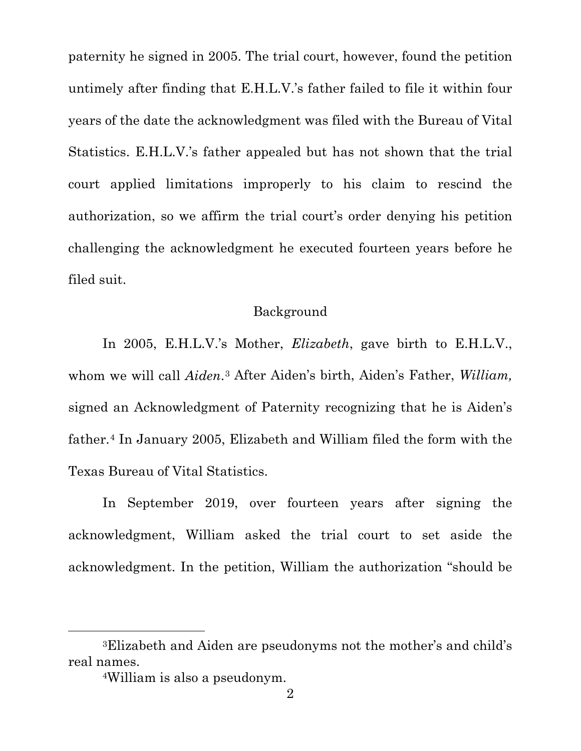paternity he signed in 2005. The trial court, however, found the petition untimely after finding that E.H.L.V.'s father failed to file it within four years of the date the acknowledgment was filed with the Bureau of Vital Statistics. E.H.L.V.'s father appealed but has not shown that the trial court applied limitations improperly to his claim to rescind the authorization, so we affirm the trial court's order denying his petition challenging the acknowledgment he executed fourteen years before he filed suit.

## Background

In 2005, E.H.L.V.'s Mother, *Elizabeth*, gave birth to E.H.L.V., whom we will call *Aiden*.[3] After Aiden's birth, Aiden's Father, *William,* signed an Acknowledgment of Paternity recognizing that he is Aiden's father.[4] In January 2005, Elizabeth and William filed the form with the Texas Bureau of Vital Statistics.

In September 2019, over fourteen years after signing the acknowledgment, William asked the trial court to set aside the acknowledgment. In the petition, William the authorization "should be

---

[3]Elizabeth and Aiden are pseudonyms not the mother's and child's real names.

[4]William is also a pseudonym.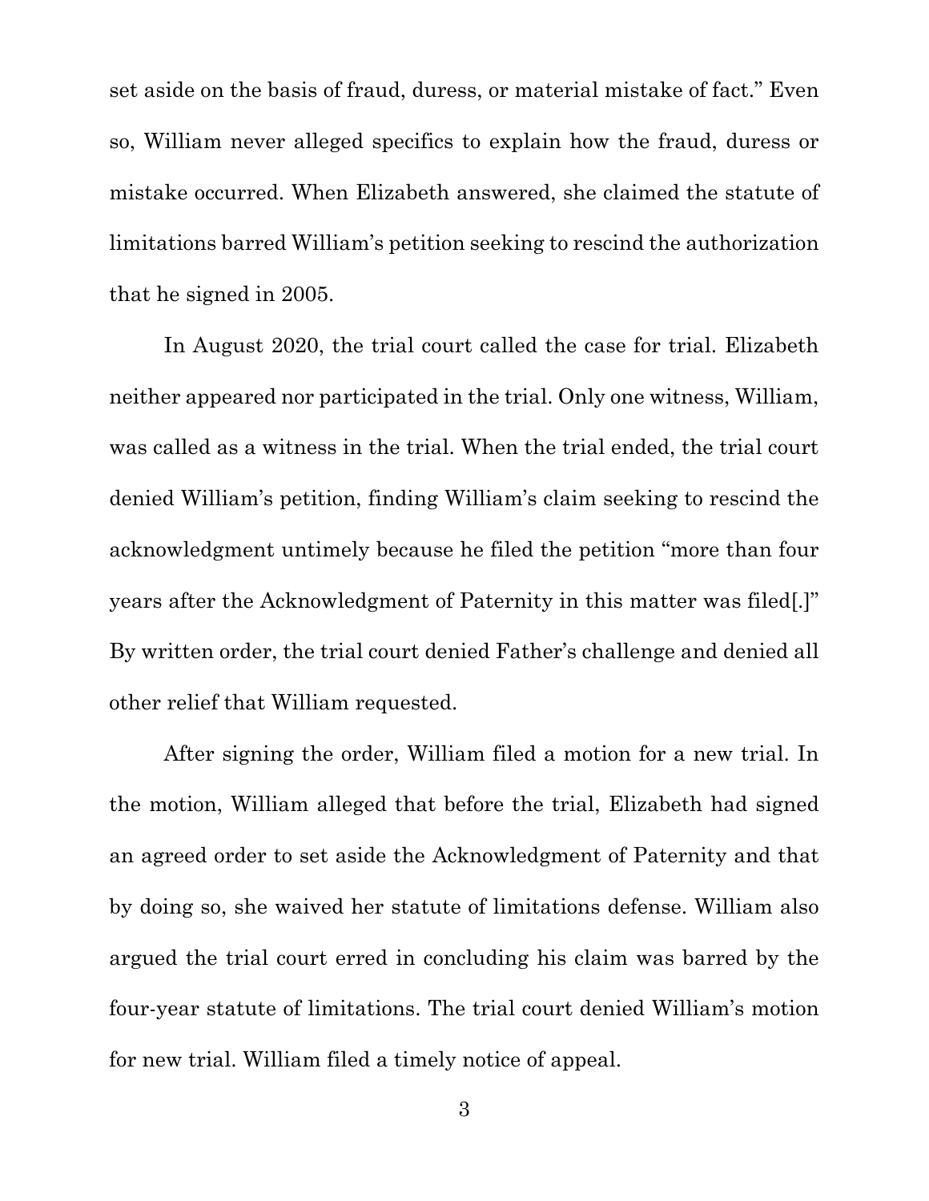set aside on the basis of fraud, duress, or material mistake of fact." Even so, William never alleged specifics to explain how the fraud, duress or mistake occurred. When Elizabeth answered, she claimed the statute of limitations barred William's petition seeking to rescind the authorization that he signed in 2005.

In August 2020, the trial court called the case for trial. Elizabeth neither appeared nor participated in the trial. Only one witness, William, was called as a witness in the trial. When the trial ended, the trial court denied William's petition, finding William's claim seeking to rescind the acknowledgment untimely because he filed the petition "more than four years after the Acknowledgment of Paternity in this matter was filed[.]" By written order, the trial court denied Father's challenge and denied all other relief that William requested.

After signing the order, William filed a motion for a new trial. In the motion, William alleged that before the trial, Elizabeth had signed an agreed order to set aside the Acknowledgment of Paternity and that by doing so, she waived her statute of limitations defense. William also argued the trial court erred in concluding his claim was barred by the four-year statute of limitations. The trial court denied William's motion for new trial. William filed a timely notice of appeal.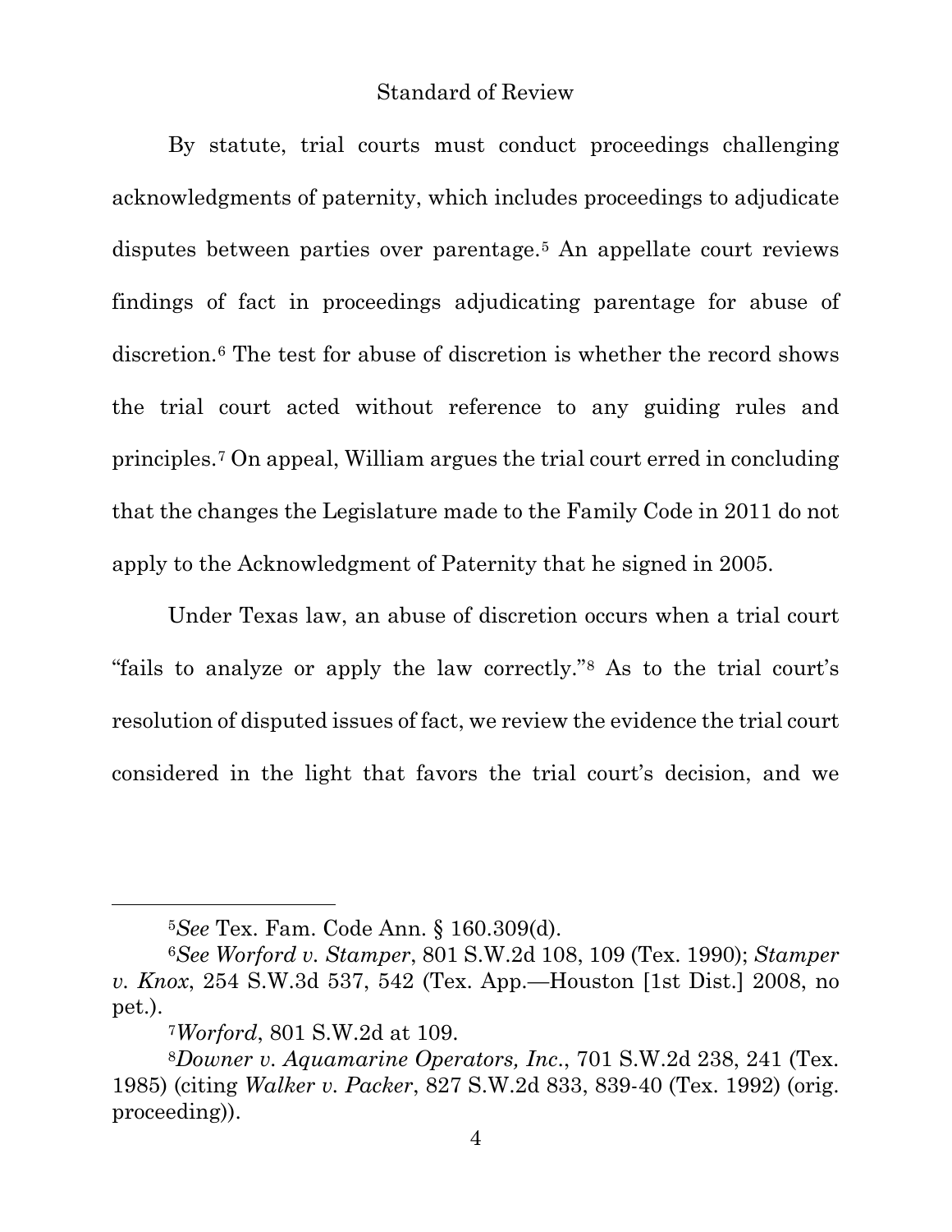## Standard of Review

By statute, trial courts must conduct proceedings challenging acknowledgments of paternity, which includes proceedings to adjudicate disputes between parties over parentage.[5] An appellate court reviews findings of fact in proceedings adjudicating parentage for abuse of discretion.[6] The test for abuse of discretion is whether the record shows the trial court acted without reference to any guiding rules and principles.[7] On appeal, William argues the trial court erred in concluding that the changes the Legislature made to the Family Code in 2011 do not apply to the Acknowledgment of Paternity that he signed in 2005.

Under Texas law, an abuse of discretion occurs when a trial court "fails to analyze or apply the law correctly."[8] As to the trial court's resolution of disputed issues of fact, we review the evidence the trial court considered in the light that favors the trial court's decision, and we

---

[5]*See* Tex. Fam. Code Ann. § 160.309(d).

[6]*See Worford v. Stamper*, 801 S.W.2d 108, 109 (Tex. 1990); *Stamper v. Knox*, 254 S.W.3d 537, 542 (Tex. App.—Houston [1st Dist.] 2008, no pet.).

[7]*Worford*, 801 S.W.2d at 109.

[8]*Downer v. Aquamarine Operators, Inc.*, 701 S.W.2d 238, 241 (Tex. 1985) (citing *Walker v. Packer*, 827 S.W.2d 833, 839-40 (Tex. 1992) (orig. proceeding)).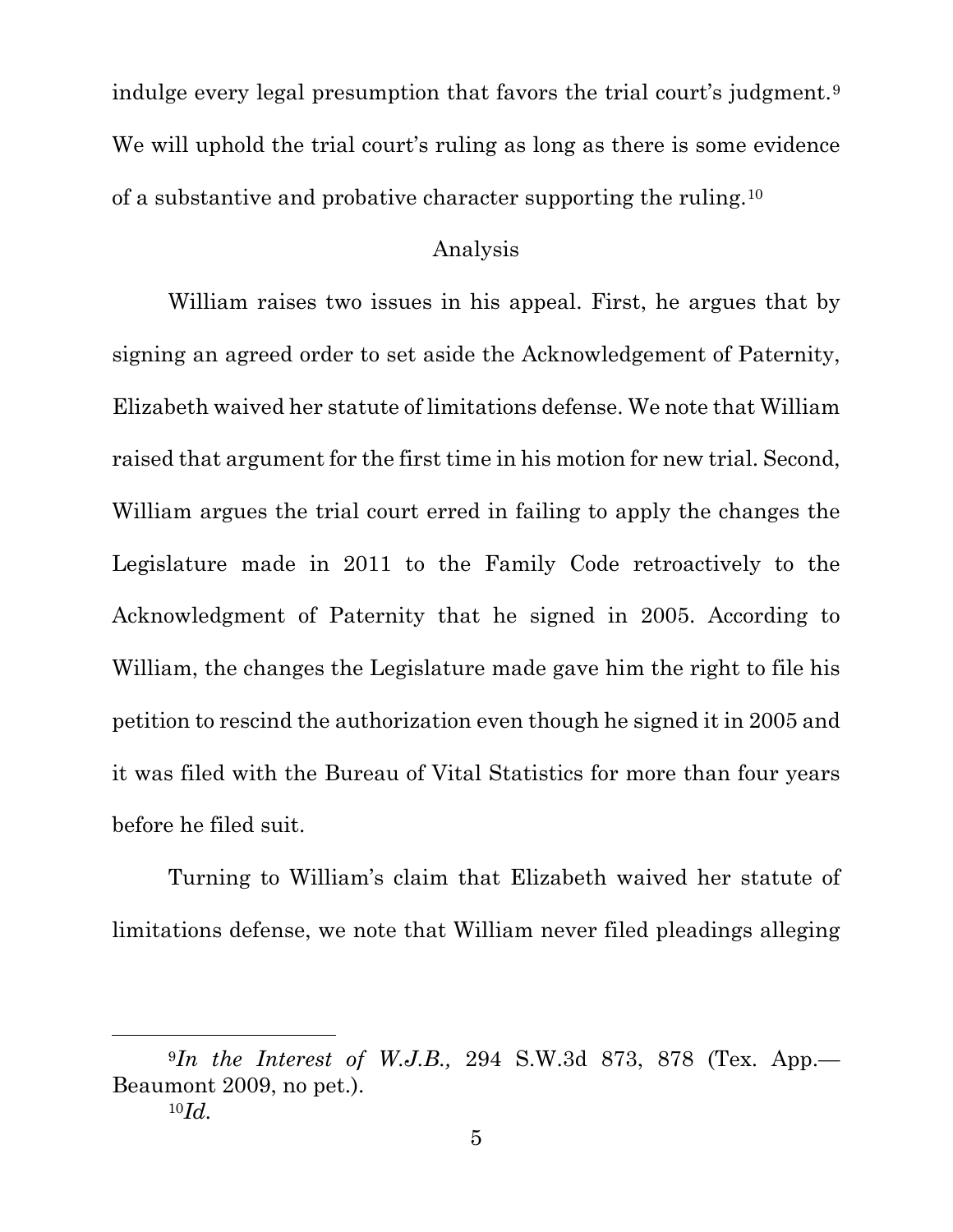indulge every legal presumption that favors the trial court's judgment.[9] We will uphold the trial court's ruling as long as there is some evidence of a substantive and probative character supporting the ruling.[10]

## Analysis

William raises two issues in his appeal. First, he argues that by signing an agreed order to set aside the Acknowledgement of Paternity, Elizabeth waived her statute of limitations defense. We note that William raised that argument for the first time in his motion for new trial. Second, William argues the trial court erred in failing to apply the changes the Legislature made in 2011 to the Family Code retroactively to the Acknowledgment of Paternity that he signed in 2005. According to William, the changes the Legislature made gave him the right to file his petition to rescind the authorization even though he signed it in 2005 and it was filed with the Bureau of Vital Statistics for more than four years before he filed suit.

Turning to William's claim that Elizabeth waived her statute of limitations defense, we note that William never filed pleadings alleging

---

[9]*In the Interest of W.J.B.,* 294 S.W.3d 873, 878 (Tex. App.—Beaumont 2009, no pet.).

[10]*Id.*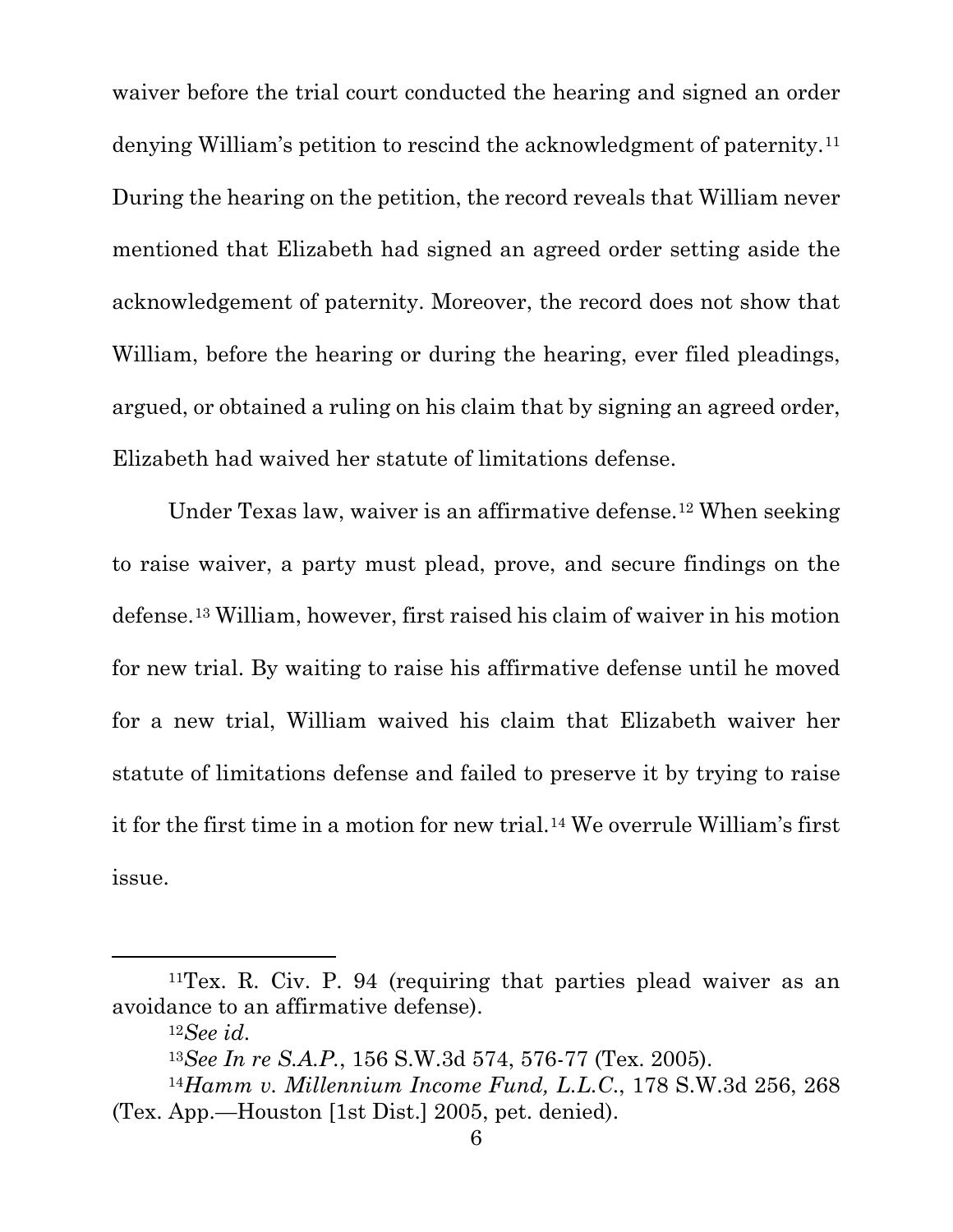waiver before the trial court conducted the hearing and signed an order denying William's petition to rescind the acknowledgment of paternity.[11] During the hearing on the petition, the record reveals that William never mentioned that Elizabeth had signed an agreed order setting aside the acknowledgement of paternity. Moreover, the record does not show that William, before the hearing or during the hearing, ever filed pleadings, argued, or obtained a ruling on his claim that by signing an agreed order, Elizabeth had waived her statute of limitations defense.

Under Texas law, waiver is an affirmative defense.[12] When seeking to raise waiver, a party must plead, prove, and secure findings on the defense.[13] William, however, first raised his claim of waiver in his motion for new trial. By waiting to raise his affirmative defense until he moved for a new trial, William waived his claim that Elizabeth waiver her statute of limitations defense and failed to preserve it by trying to raise it for the first time in a motion for new trial.[14] We overrule William's first issue.

---

[11] Tex. R. Civ. P. 94 (requiring that parties plead waiver as an avoidance to an affirmative defense).

[12] *See id.*

[13] *See In re S.A.P.*, 156 S.W.3d 574, 576-77 (Tex. 2005).

[14] *Hamm v. Millennium Income Fund, L.L.C.*, 178 S.W.3d 256, 268 (Tex. App.—Houston [1st Dist.] 2005, pet. denied).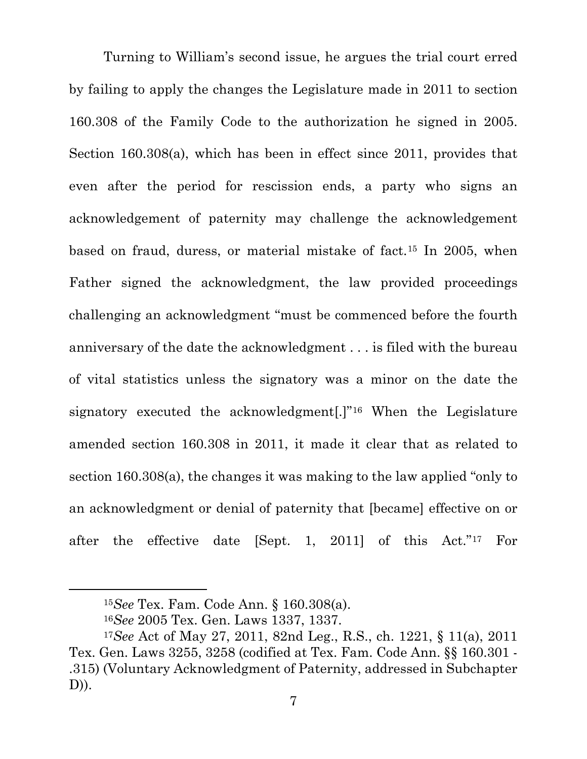Turning to William's second issue, he argues the trial court erred by failing to apply the changes the Legislature made in 2011 to section 160.308 of the Family Code to the authorization he signed in 2005. Section 160.308(a), which has been in effect since 2011, provides that even after the period for rescission ends, a party who signs an acknowledgement of paternity may challenge the acknowledgement based on fraud, duress, or material mistake of fact.[15] In 2005, when Father signed the acknowledgment, the law provided proceedings challenging an acknowledgment "must be commenced before the fourth anniversary of the date the acknowledgment . . . is filed with the bureau of vital statistics unless the signatory was a minor on the date the signatory executed the acknowledgment[.]"[16] When the Legislature amended section 160.308 in 2011, it made it clear that as related to section 160.308(a), the changes it was making to the law applied "only to an acknowledgment or denial of paternity that [became] effective on or after the effective date [Sept. 1, 2011] of this Act."[17] For

---

[15] *See* Tex. Fam. Code Ann. § 160.308(a).

[16] *See* 2005 Tex. Gen. Laws 1337, 1337.

[17] *See* Act of May 27, 2011, 82nd Leg., R.S., ch. 1221, § 11(a), 2011 Tex. Gen. Laws 3255, 3258 (codified at Tex. Fam. Code Ann. §§ 160.301 - .315) (Voluntary Acknowledgment of Paternity, addressed in Subchapter D)).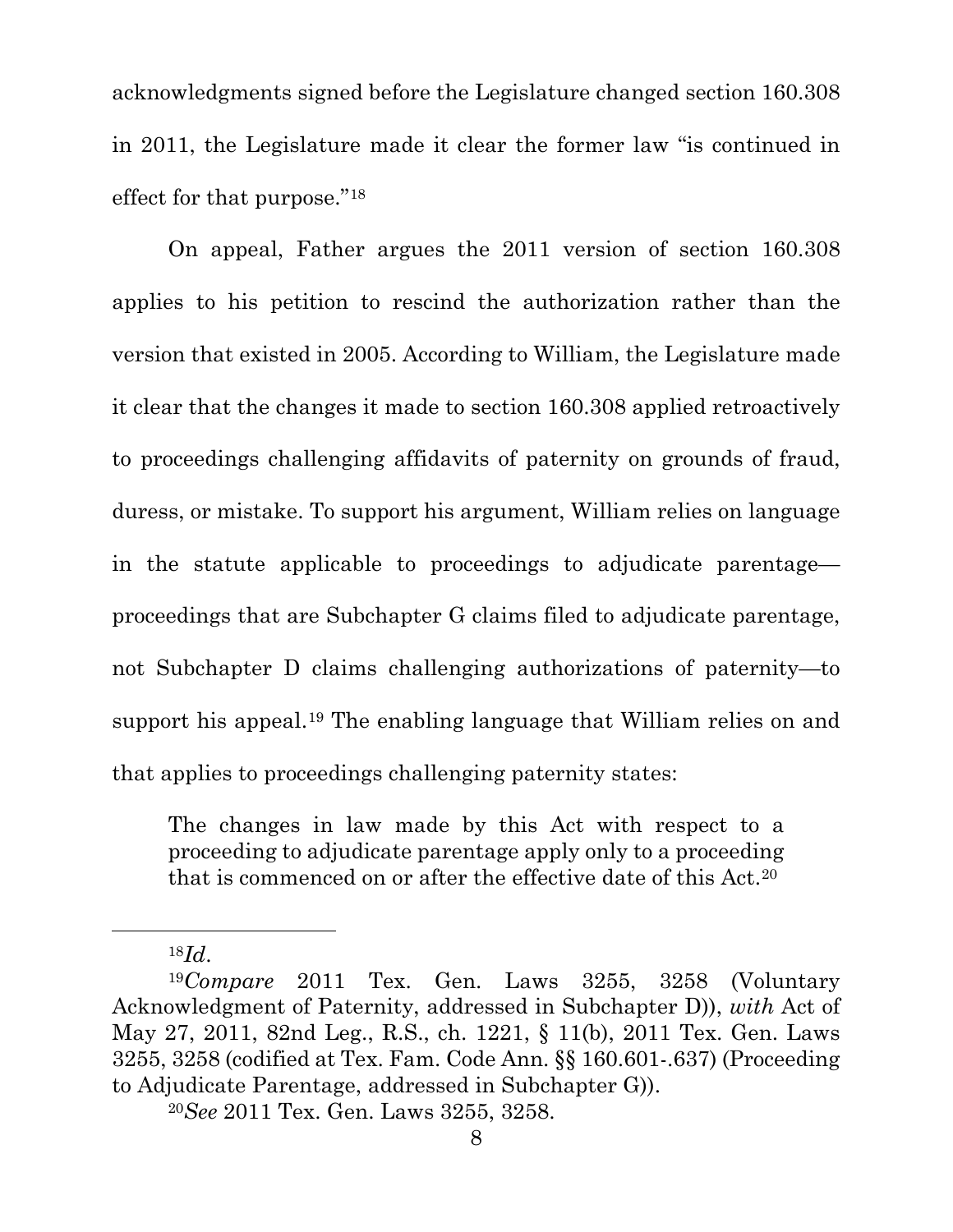acknowledgments signed before the Legislature changed section 160.308 in 2011, the Legislature made it clear the former law "is continued in effect for that purpose."[18]

On appeal, Father argues the 2011 version of section 160.308 applies to his petition to rescind the authorization rather than the version that existed in 2005. According to William, the Legislature made it clear that the changes it made to section 160.308 applied retroactively to proceedings challenging affidavits of paternity on grounds of fraud, duress, or mistake. To support his argument, William relies on language in the statute applicable to proceedings to adjudicate parentage—proceedings that are Subchapter G claims filed to adjudicate parentage, not Subchapter D claims challenging authorizations of paternity—to support his appeal.[19] The enabling language that William relies on and that applies to proceedings challenging paternity states:

> The changes in law made by this Act with respect to a proceeding to adjudicate parentage apply only to a proceeding that is commenced on or after the effective date of this Act.[20]

---

[18] *Id.*

[19] *Compare* 2011 Tex. Gen. Laws 3255, 3258 (Voluntary Acknowledgment of Paternity, addressed in Subchapter D)), *with* Act of May 27, 2011, 82nd Leg., R.S., ch. 1221, § 11(b), 2011 Tex. Gen. Laws 3255, 3258 (codified at Tex. Fam. Code Ann. §§ 160.601-.637) (Proceeding to Adjudicate Parentage, addressed in Subchapter G)).

[20] *See* 2011 Tex. Gen. Laws 3255, 3258.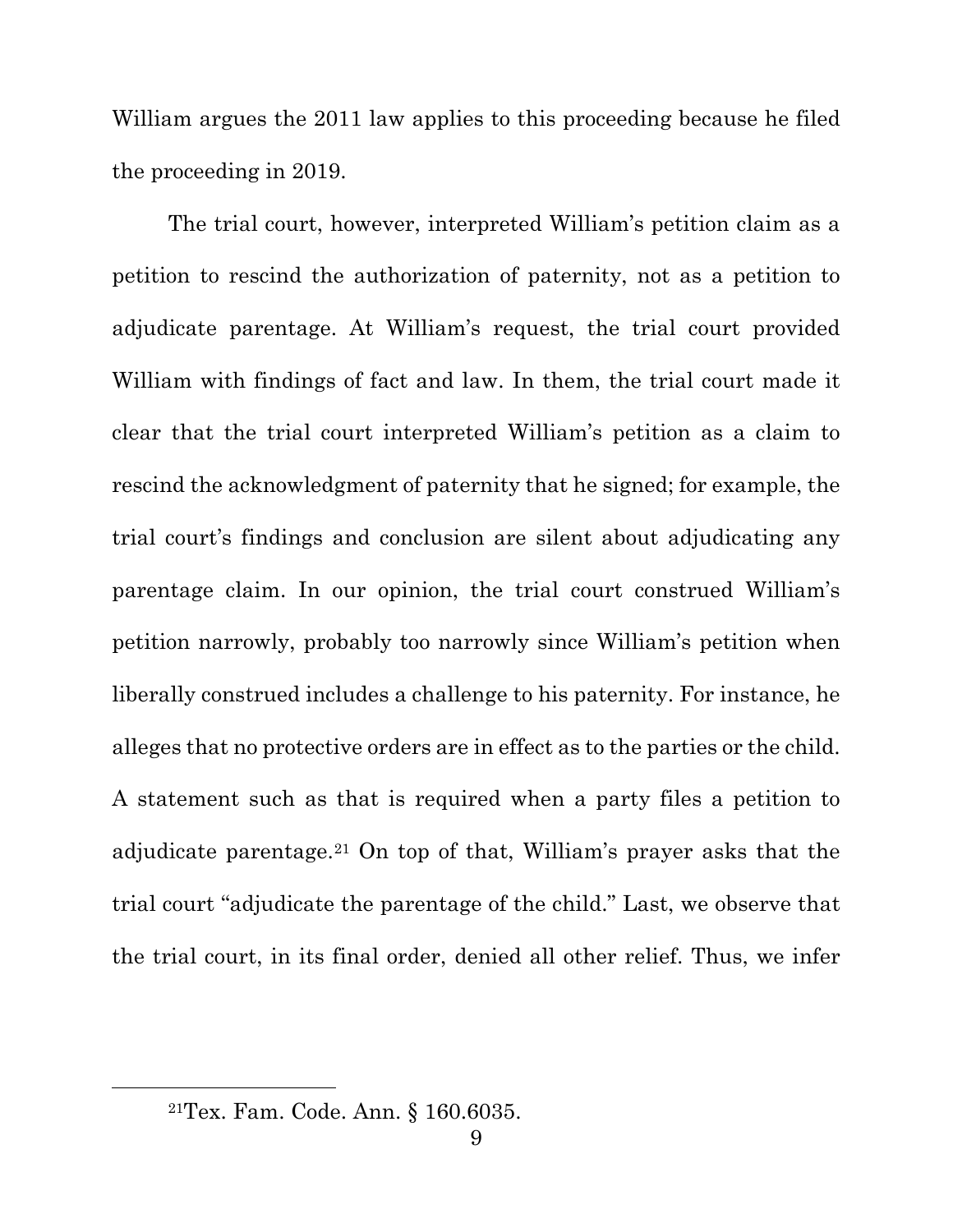William argues the 2011 law applies to this proceeding because he filed the proceeding in 2019.

The trial court, however, interpreted William's petition claim as a petition to rescind the authorization of paternity, not as a petition to adjudicate parentage. At William's request, the trial court provided William with findings of fact and law. In them, the trial court made it clear that the trial court interpreted William's petition as a claim to rescind the acknowledgment of paternity that he signed; for example, the trial court's findings and conclusion are silent about adjudicating any parentage claim. In our opinion, the trial court construed William's petition narrowly, probably too narrowly since William's petition when liberally construed includes a challenge to his paternity. For instance, he alleges that no protective orders are in effect as to the parties or the child. A statement such as that is required when a party files a petition to adjudicate parentage.[21] On top of that, William's prayer asks that the trial court "adjudicate the parentage of the child." Last, we observe that the trial court, in its final order, denied all other relief. Thus, we infer

---

[21] Tex. Fam. Code. Ann. § 160.6035.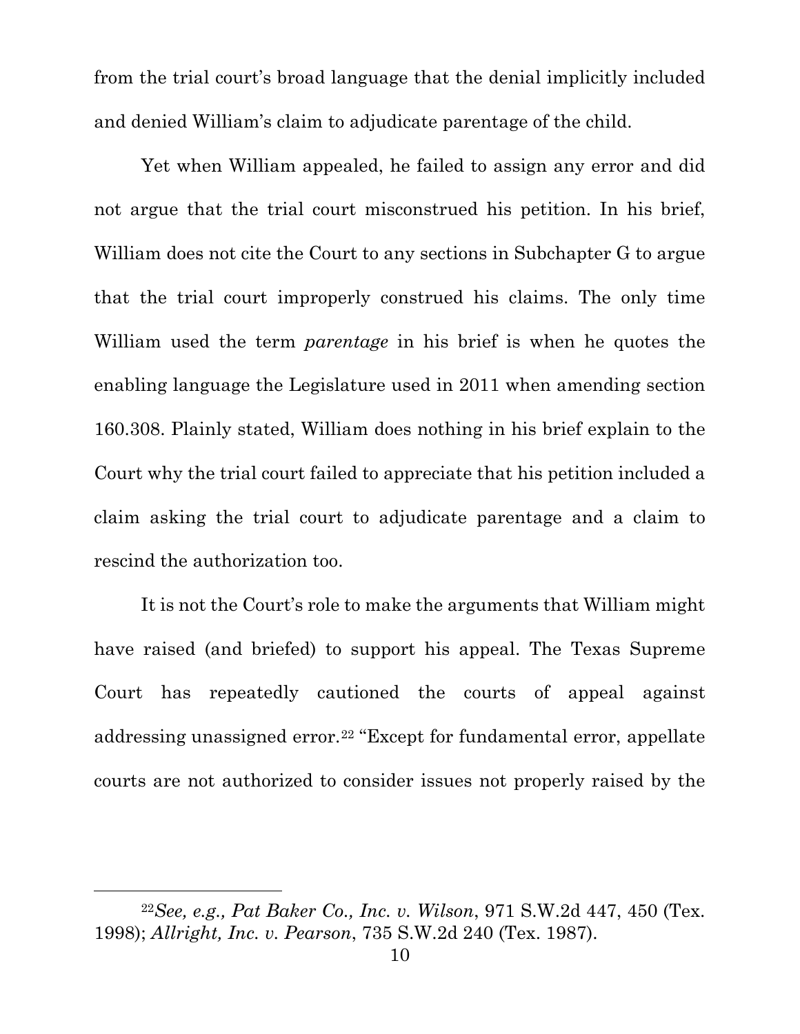from the trial court's broad language that the denial implicitly included and denied William's claim to adjudicate parentage of the child.

Yet when William appealed, he failed to assign any error and did not argue that the trial court misconstrued his petition. In his brief, William does not cite the Court to any sections in Subchapter G to argue that the trial court improperly construed his claims. The only time William used the term *parentage* in his brief is when he quotes the enabling language the Legislature used in 2011 when amending section 160.308. Plainly stated, William does nothing in his brief explain to the Court why the trial court failed to appreciate that his petition included a claim asking the trial court to adjudicate parentage and a claim to rescind the authorization too.

It is not the Court's role to make the arguments that William might have raised (and briefed) to support his appeal. The Texas Supreme Court has repeatedly cautioned the courts of appeal against addressing unassigned error.[22] "Except for fundamental error, appellate courts are not authorized to consider issues not properly raised by the

---

[22] *See, e.g., Pat Baker Co., Inc. v. Wilson*, 971 S.W.2d 447, 450 (Tex. 1998); *Allright, Inc. v. Pearson*, 735 S.W.2d 240 (Tex. 1987).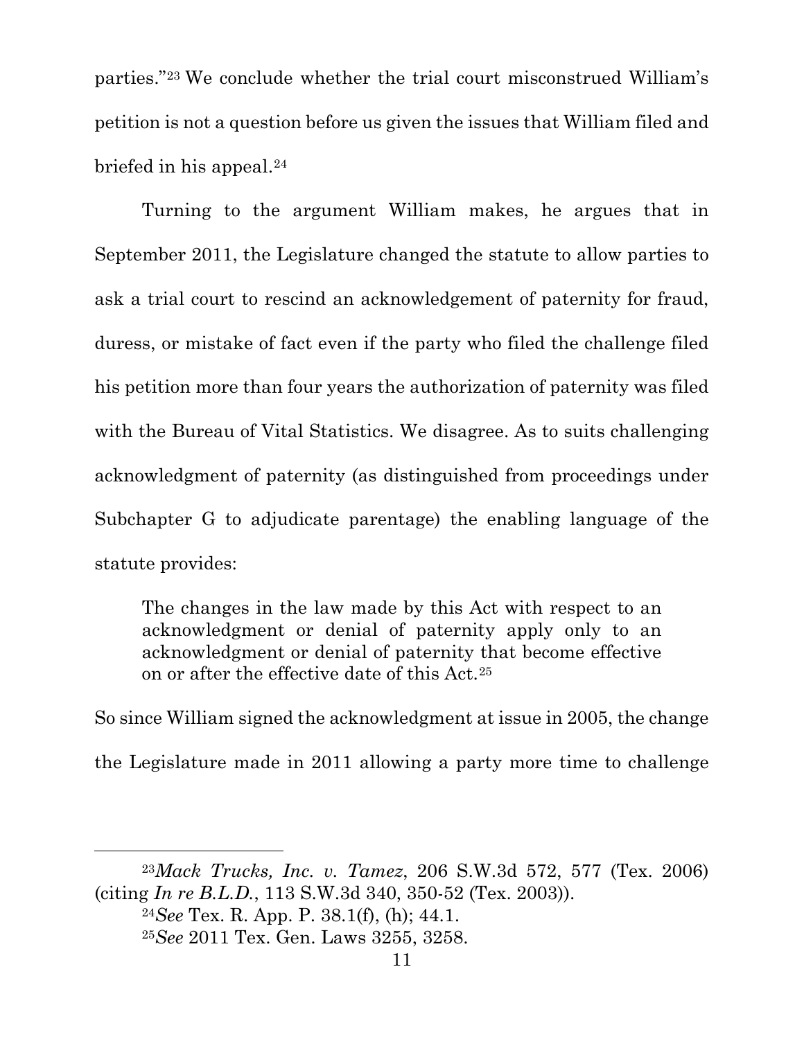parties."[23] We conclude whether the trial court misconstrued William's petition is not a question before us given the issues that William filed and briefed in his appeal.[24]

Turning to the argument William makes, he argues that in September 2011, the Legislature changed the statute to allow parties to ask a trial court to rescind an acknowledgement of paternity for fraud, duress, or mistake of fact even if the party who filed the challenge filed his petition more than four years the authorization of paternity was filed with the Bureau of Vital Statistics. We disagree. As to suits challenging acknowledgment of paternity (as distinguished from proceedings under Subchapter G to adjudicate parentage) the enabling language of the statute provides:

> The changes in the law made by this Act with respect to an acknowledgment or denial of paternity apply only to an acknowledgment or denial of paternity that become effective on or after the effective date of this Act.[25]

So since William signed the acknowledgment at issue in 2005, the change the Legislature made in 2011 allowing a party more time to challenge

---

[23] *Mack Trucks, Inc. v. Tamez*, 206 S.W.3d 572, 577 (Tex. 2006) (citing *In re B.L.D.*, 113 S.W.3d 340, 350-52 (Tex. 2003)).

[24] *See* Tex. R. App. P. 38.1(f), (h); 44.1.

[25] *See* 2011 Tex. Gen. Laws 3255, 3258.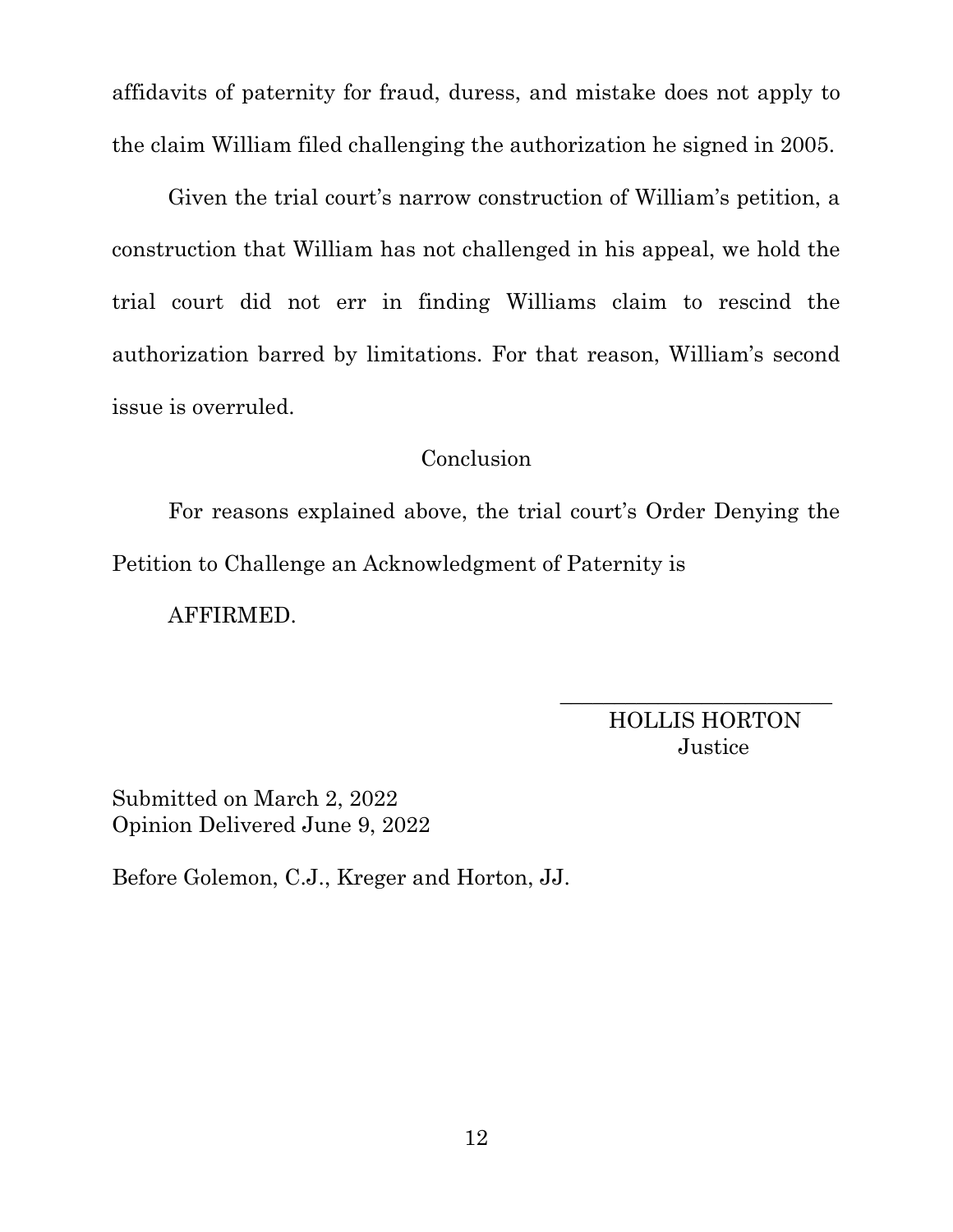affidavits of paternity for fraud, duress, and mistake does not apply to the claim William filed challenging the authorization he signed in 2005.

Given the trial court's narrow construction of William's petition, a construction that William has not challenged in his appeal, we hold the trial court did not err in finding Williams claim to rescind the authorization barred by limitations. For that reason, William's second issue is overruled.

## Conclusion

For reasons explained above, the trial court's Order Denying the Petition to Challenge an Acknowledgment of Paternity is

AFFIRMED.

_________________________
HOLLIS HORTON
Justice

Submitted on March 2, 2022
Opinion Delivered June 9, 2022

Before Golemon, C.J., Kreger and Horton, JJ.